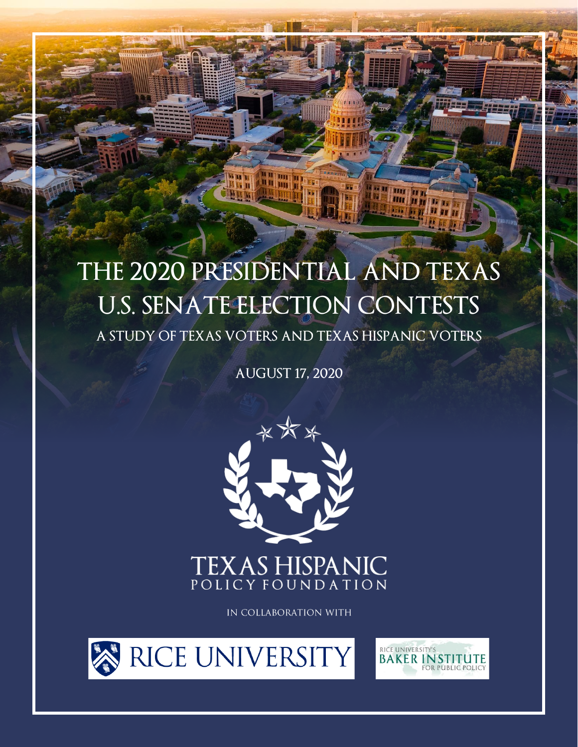# THE 2020 PRESIDENTIAL AND TEXAS U.S. SENATE ELECTION CONTESTS

## A STUDY OF TEXAS VOTERS AND TEXAS HISPANIC VOTERS

AUGUST 17, 2020

TEXAS HISPANIC POLICY FOUNDATION

IN COLLABORATION WITH

RICE UNIVERSITY

RICE UNIVERSITY'S BAKER INSTITUTE FOR PUBLIC POLICY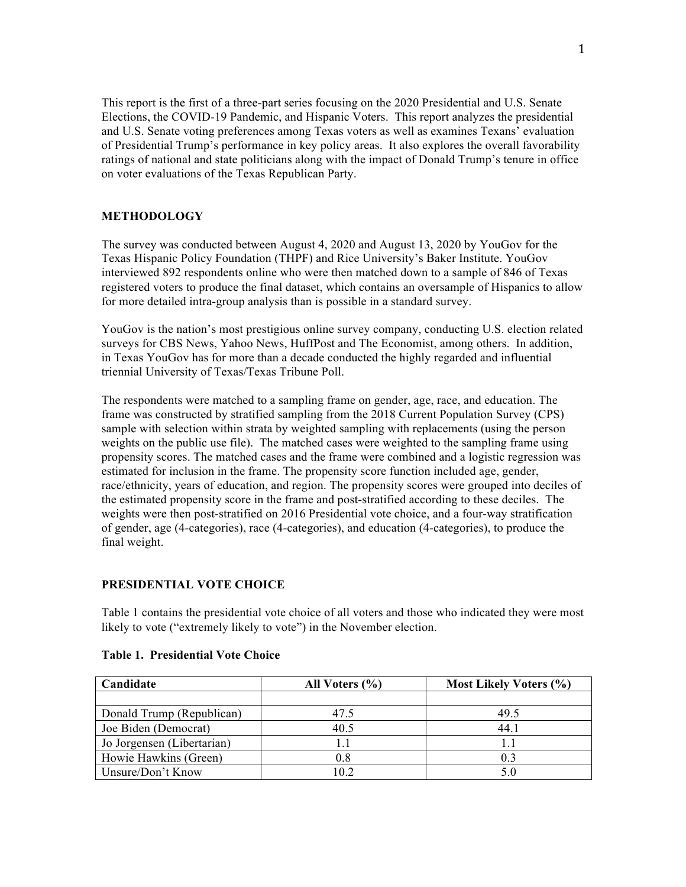This report is the first of a three-part series focusing on the 2020 Presidential and U.S. Senate Elections, the COVID-19 Pandemic, and Hispanic Voters. This report analyzes the presidential and U.S. Senate voting preferences among Texas voters as well as examines Texans' evaluation of Presidential Trump's performance in key policy areas. It also explores the overall favorability ratings of national and state politicians along with the impact of Donald Trump's tenure in office on voter evaluations of the Texas Republican Party.

## METHODOLOGY

The survey was conducted between August 4, 2020 and August 13, 2020 by YouGov for the Texas Hispanic Policy Foundation (THPF) and Rice University's Baker Institute. YouGov interviewed 892 respondents online who were then matched down to a sample of 846 of Texas registered voters to produce the final dataset, which contains an oversample of Hispanics to allow for more detailed intra-group analysis than is possible in a standard survey.

YouGov is the nation's most prestigious online survey company, conducting U.S. election related surveys for CBS News, Yahoo News, HuffPost and The Economist, among others. In addition, in Texas YouGov has for more than a decade conducted the highly regarded and influential triennial University of Texas/Texas Tribune Poll.

The respondents were matched to a sampling frame on gender, age, race, and education. The frame was constructed by stratified sampling from the 2018 Current Population Survey (CPS) sample with selection within strata by weighted sampling with replacements (using the person weights on the public use file). The matched cases were weighted to the sampling frame using propensity scores. The matched cases and the frame were combined and a logistic regression was estimated for inclusion in the frame. The propensity score function included age, gender, race/ethnicity, years of education, and region. The propensity scores were grouped into deciles of the estimated propensity score in the frame and post-stratified according to these deciles. The weights were then post-stratified on 2016 Presidential vote choice, and a four-way stratification of gender, age (4-categories), race (4-categories), and education (4-categories), to produce the final weight.

## PRESIDENTIAL VOTE CHOICE

Table 1 contains the presidential vote choice of all voters and those who indicated they were most likely to vote ("extremely likely to vote") in the November election.

**Table 1. Presidential Vote Choice**

| Candidate | All Voters (%) | Most Likely Voters (%) |
|---|---|---|
| | | |
| Donald Trump (Republican) | 47.5 | 49.5 |
| Joe Biden (Democrat) | 40.5 | 44.1 |
| Jo Jorgensen (Libertarian) | 1.1 | 1.1 |
| Howie Hawkins (Green) | 0.8 | 0.3 |
| Unsure/Don't Know | 10.2 | 5.0 |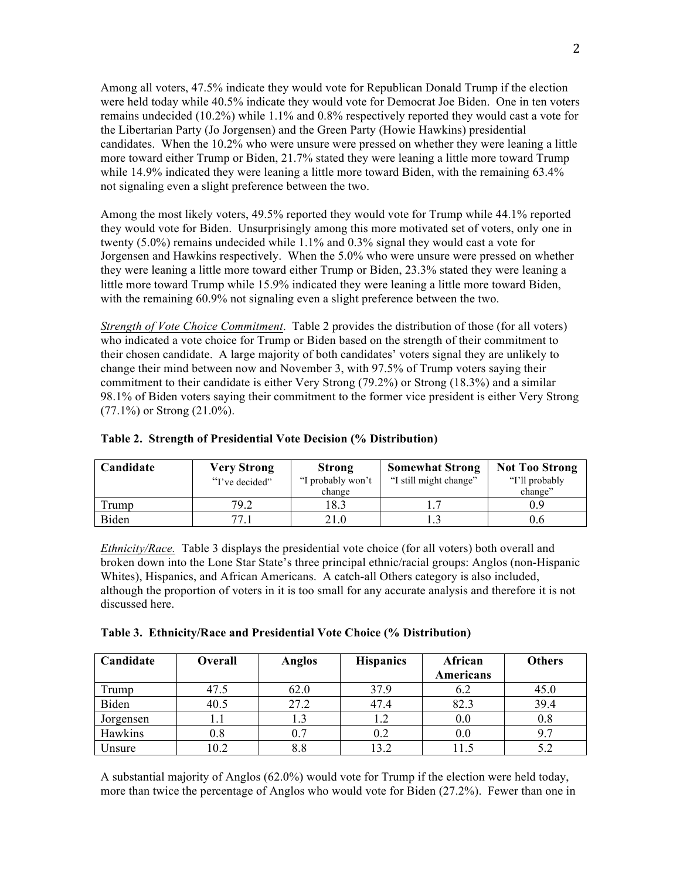Among all voters, 47.5% indicate they would vote for Republican Donald Trump if the election were held today while 40.5% indicate they would vote for Democrat Joe Biden. One in ten voters remains undecided (10.2%) while 1.1% and 0.8% respectively reported they would cast a vote for the Libertarian Party (Jo Jorgensen) and the Green Party (Howie Hawkins) presidential candidates. When the 10.2% who were unsure were pressed on whether they were leaning a little more toward either Trump or Biden, 21.7% stated they were leaning a little more toward Trump while 14.9% indicated they were leaning a little more toward Biden, with the remaining 63.4% not signaling even a slight preference between the two.

Among the most likely voters, 49.5% reported they would vote for Trump while 44.1% reported they would vote for Biden. Unsurprisingly among this more motivated set of voters, only one in twenty (5.0%) remains undecided while 1.1% and 0.3% signal they would cast a vote for Jorgensen and Hawkins respectively. When the 5.0% who were unsure were pressed on whether they were leaning a little more toward either Trump or Biden, 23.3% stated they were leaning a little more toward Trump while 15.9% indicated they were leaning a little more toward Biden, with the remaining 60.9% not signaling even a slight preference between the two.

*Strength of Vote Choice Commitment*. Table 2 provides the distribution of those (for all voters) who indicated a vote choice for Trump or Biden based on the strength of their commitment to their chosen candidate. A large majority of both candidates' voters signal they are unlikely to change their mind between now and November 3, with 97.5% of Trump voters saying their commitment to their candidate is either Very Strong (79.2%) or Strong (18.3%) and a similar 98.1% of Biden voters saying their commitment to the former vice president is either Very Strong (77.1%) or Strong (21.0%).

**Table 2. Strength of Presidential Vote Decision (% Distribution)**

| Candidate | Very Strong "I've decided" | Strong "I probably won't change | Somewhat Strong "I still might change" | Not Too Strong "I'll probably change" |
|---|---|---|---|---|
| Trump | 79.2 | 18.3 | 1.7 | 0.9 |
| Biden | 77.1 | 21.0 | 1.3 | 0.6 |

*Ethnicity/Race.* Table 3 displays the presidential vote choice (for all voters) both overall and broken down into the Lone Star State's three principal ethnic/racial groups: Anglos (non-Hispanic Whites), Hispanics, and African Americans. A catch-all Others category is also included, although the proportion of voters in it is too small for any accurate analysis and therefore it is not discussed here.

**Table 3. Ethnicity/Race and Presidential Vote Choice (% Distribution)**

| Candidate | Overall | Anglos | Hispanics | African Americans | Others |
|---|---|---|---|---|---|
| Trump | 47.5 | 62.0 | 37.9 | 6.2 | 45.0 |
| Biden | 40.5 | 27.2 | 47.4 | 82.3 | 39.4 |
| Jorgensen | 1.1 | 1.3 | 1.2 | 0.0 | 0.8 |
| Hawkins | 0.8 | 0.7 | 0.2 | 0.0 | 9.7 |
| Unsure | 10.2 | 8.8 | 13.2 | 11.5 | 5.2 |

A substantial majority of Anglos (62.0%) would vote for Trump if the election were held today, more than twice the percentage of Anglos who would vote for Biden (27.2%). Fewer than one in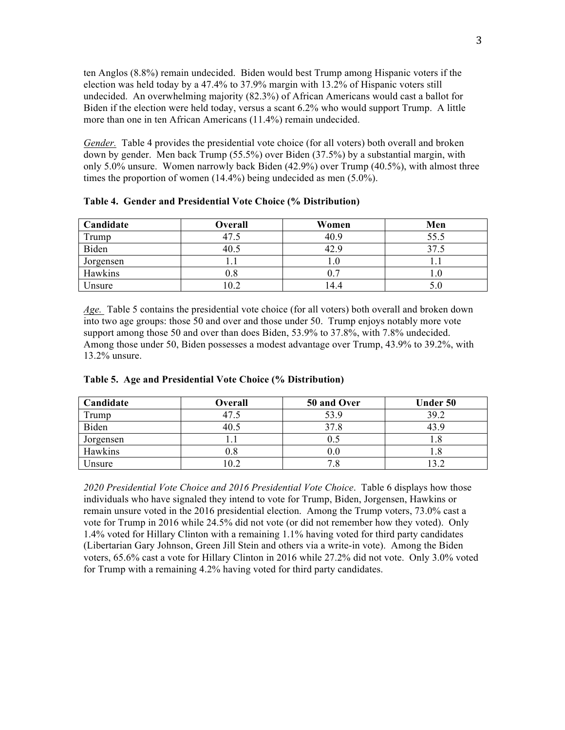ten Anglos (8.8%) remain undecided. Biden would best Trump among Hispanic voters if the election was held today by a 47.4% to 37.9% margin with 13.2% of Hispanic voters still undecided. An overwhelming majority (82.3%) of African Americans would cast a ballot for Biden if the election were held today, versus a scant 6.2% who would support Trump. A little more than one in ten African Americans (11.4%) remain undecided.

*Gender.* Table 4 provides the presidential vote choice (for all voters) both overall and broken down by gender. Men back Trump (55.5%) over Biden (37.5%) by a substantial margin, with only 5.0% unsure. Women narrowly back Biden (42.9%) over Trump (40.5%), with almost three times the proportion of women (14.4%) being undecided as men (5.0%).

**Table 4. Gender and Presidential Vote Choice (% Distribution)**

| Candidate | Overall | Women | Men |
|---|---|---|---|
| Trump | 47.5 | 40.9 | 55.5 |
| Biden | 40.5 | 42.9 | 37.5 |
| Jorgensen | 1.1 | 1.0 | 1.1 |
| Hawkins | 0.8 | 0.7 | 1.0 |
| Unsure | 10.2 | 14.4 | 5.0 |

*Age.* Table 5 contains the presidential vote choice (for all voters) both overall and broken down into two age groups: those 50 and over and those under 50. Trump enjoys notably more vote support among those 50 and over than does Biden, 53.9% to 37.8%, with 7.8% undecided. Among those under 50, Biden possesses a modest advantage over Trump, 43.9% to 39.2%, with 13.2% unsure.

**Table 5. Age and Presidential Vote Choice (% Distribution)**

| Candidate | Overall | 50 and Over | Under 50 |
|---|---|---|---|
| Trump | 47.5 | 53.9 | 39.2 |
| Biden | 40.5 | 37.8 | 43.9 |
| Jorgensen | 1.1 | 0.5 | 1.8 |
| Hawkins | 0.8 | 0.0 | 1.8 |
| Unsure | 10.2 | 7.8 | 13.2 |

*2020 Presidential Vote Choice and 2016 Presidential Vote Choice*. Table 6 displays how those individuals who have signaled they intend to vote for Trump, Biden, Jorgensen, Hawkins or remain unsure voted in the 2016 presidential election. Among the Trump voters, 73.0% cast a vote for Trump in 2016 while 24.5% did not vote (or did not remember how they voted). Only 1.4% voted for Hillary Clinton with a remaining 1.1% having voted for third party candidates (Libertarian Gary Johnson, Green Jill Stein and others via a write-in vote). Among the Biden voters, 65.6% cast a vote for Hillary Clinton in 2016 while 27.2% did not vote. Only 3.0% voted for Trump with a remaining 4.2% having voted for third party candidates.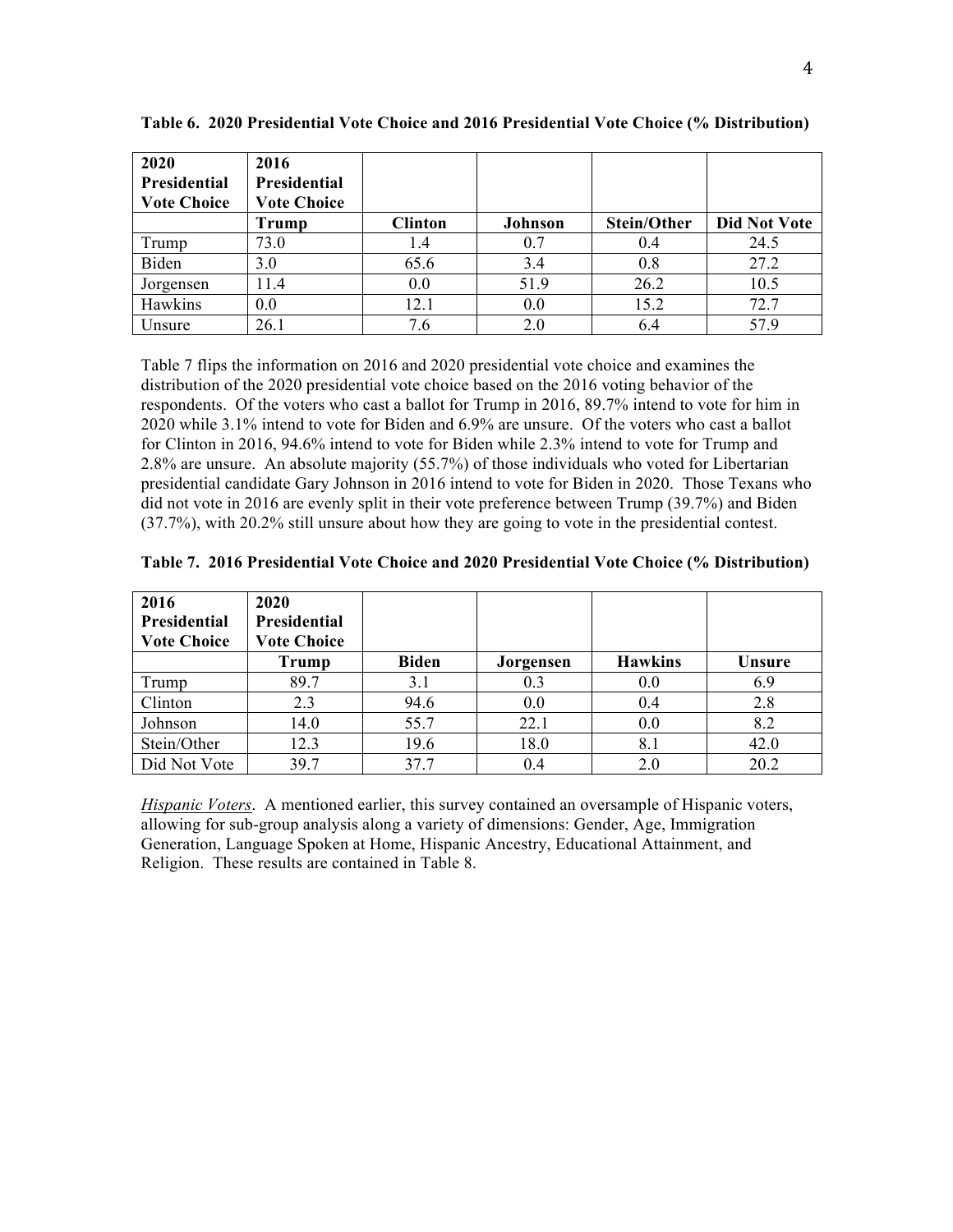**Table 6. 2020 Presidential Vote Choice and 2016 Presidential Vote Choice (% Distribution)**

| 2020 Presidential Vote Choice | 2016 Presidential Vote Choice | | | | |
|---|---|---|---|---|---|
| | **Trump** | **Clinton** | **Johnson** | **Stein/Other** | **Did Not Vote** |
| Trump | 73.0 | 1.4 | 0.7 | 0.4 | 24.5 |
| Biden | 3.0 | 65.6 | 3.4 | 0.8 | 27.2 |
| Jorgensen | 11.4 | 0.0 | 51.9 | 26.2 | 10.5 |
| Hawkins | 0.0 | 12.1 | 0.0 | 15.2 | 72.7 |
| Unsure | 26.1 | 7.6 | 2.0 | 6.4 | 57.9 |

Table 7 flips the information on 2016 and 2020 presidential vote choice and examines the distribution of the 2020 presidential vote choice based on the 2016 voting behavior of the respondents. Of the voters who cast a ballot for Trump in 2016, 89.7% intend to vote for him in 2020 while 3.1% intend to vote for Biden and 6.9% are unsure. Of the voters who cast a ballot for Clinton in 2016, 94.6% intend to vote for Biden while 2.3% intend to vote for Trump and 2.8% are unsure. An absolute majority (55.7%) of those individuals who voted for Libertarian presidential candidate Gary Johnson in 2016 intend to vote for Biden in 2020. Those Texans who did not vote in 2016 are evenly split in their vote preference between Trump (39.7%) and Biden (37.7%), with 20.2% still unsure about how they are going to vote in the presidential contest.

**Table 7. 2016 Presidential Vote Choice and 2020 Presidential Vote Choice (% Distribution)**

| 2016 Presidential Vote Choice | 2020 Presidential Vote Choice | | | | |
|---|---|---|---|---|---|
| | **Trump** | **Biden** | **Jorgensen** | **Hawkins** | **Unsure** |
| Trump | 89.7 | 3.1 | 0.3 | 0.0 | 6.9 |
| Clinton | 2.3 | 94.6 | 0.0 | 0.4 | 2.8 |
| Johnson | 14.0 | 55.7 | 22.1 | 0.0 | 8.2 |
| Stein/Other | 12.3 | 19.6 | 18.0 | 8.1 | 42.0 |
| Did Not Vote | 39.7 | 37.7 | 0.4 | 2.0 | 20.2 |

*Hispanic Voters*. A mentioned earlier, this survey contained an oversample of Hispanic voters, allowing for sub-group analysis along a variety of dimensions: Gender, Age, Immigration Generation, Language Spoken at Home, Hispanic Ancestry, Educational Attainment, and Religion. These results are contained in Table 8.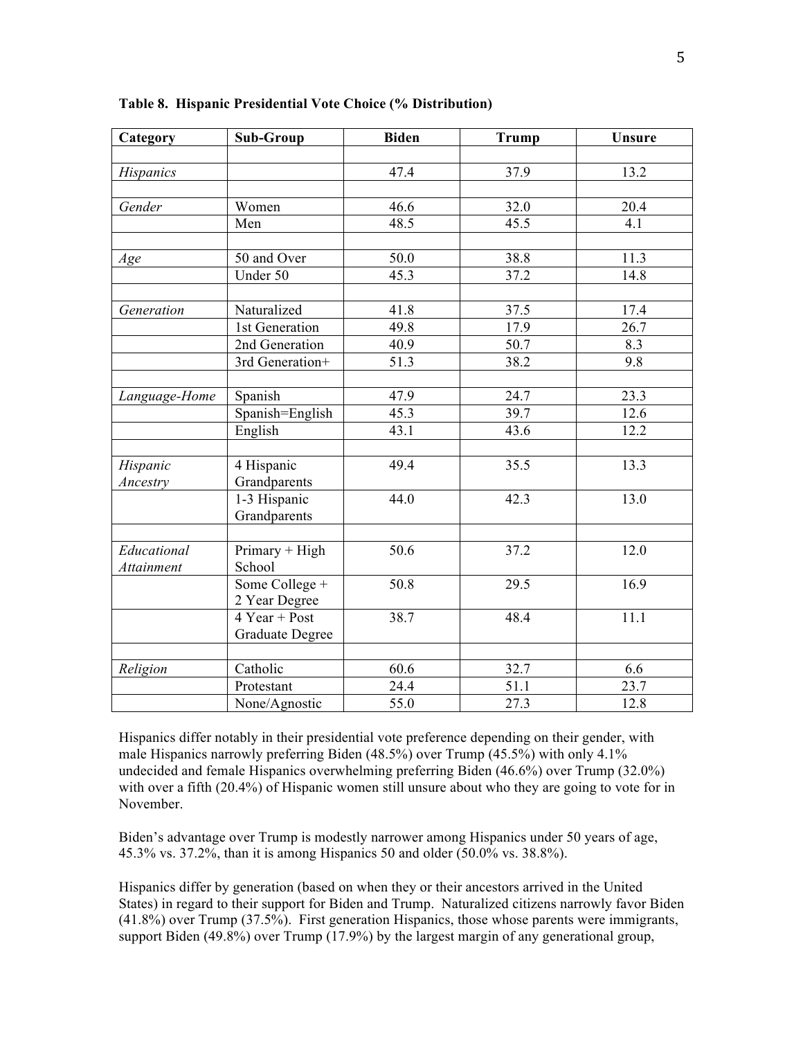**Table 8. Hispanic Presidential Vote Choice (% Distribution)**

| Category | Sub-Group | Biden | Trump | Unsure |
|---|---|---|---|---|
| | | | | |
| *Hispanics* | | 47.4 | 37.9 | 13.2 |
| | | | | |
| *Gender* | Women | 46.6 | 32.0 | 20.4 |
| | Men | 48.5 | 45.5 | 4.1 |
| | | | | |
| *Age* | 50 and Over | 50.0 | 38.8 | 11.3 |
| | Under 50 | 45.3 | 37.2 | 14.8 |
| | | | | |
| *Generation* | Naturalized | 41.8 | 37.5 | 17.4 |
| | 1st Generation | 49.8 | 17.9 | 26.7 |
| | 2nd Generation | 40.9 | 50.7 | 8.3 |
| | 3rd Generation+ | 51.3 | 38.2 | 9.8 |
| | | | | |
| *Language-Home* | Spanish | 47.9 | 24.7 | 23.3 |
| | Spanish=English | 45.3 | 39.7 | 12.6 |
| | English | 43.1 | 43.6 | 12.2 |
| | | | | |
| *Hispanic Ancestry* | 4 Hispanic Grandparents | 49.4 | 35.5 | 13.3 |
| | 1-3 Hispanic Grandparents | 44.0 | 42.3 | 13.0 |
| | | | | |
| *Educational Attainment* | Primary + High School | 50.6 | 37.2 | 12.0 |
| | Some College + 2 Year Degree | 50.8 | 29.5 | 16.9 |
| | 4 Year + Post Graduate Degree | 38.7 | 48.4 | 11.1 |
| | | | | |
| *Religion* | Catholic | 60.6 | 32.7 | 6.6 |
| | Protestant | 24.4 | 51.1 | 23.7 |
| | None/Agnostic | 55.0 | 27.3 | 12.8 |

Hispanics differ notably in their presidential vote preference depending on their gender, with male Hispanics narrowly preferring Biden (48.5%) over Trump (45.5%) with only 4.1% undecided and female Hispanics overwhelming preferring Biden (46.6%) over Trump (32.0%) with over a fifth (20.4%) of Hispanic women still unsure about who they are going to vote for in November.

Biden's advantage over Trump is modestly narrower among Hispanics under 50 years of age, 45.3% vs. 37.2%, than it is among Hispanics 50 and older (50.0% vs. 38.8%).

Hispanics differ by generation (based on when they or their ancestors arrived in the United States) in regard to their support for Biden and Trump. Naturalized citizens narrowly favor Biden (41.8%) over Trump (37.5%). First generation Hispanics, those whose parents were immigrants, support Biden (49.8%) over Trump (17.9%) by the largest margin of any generational group,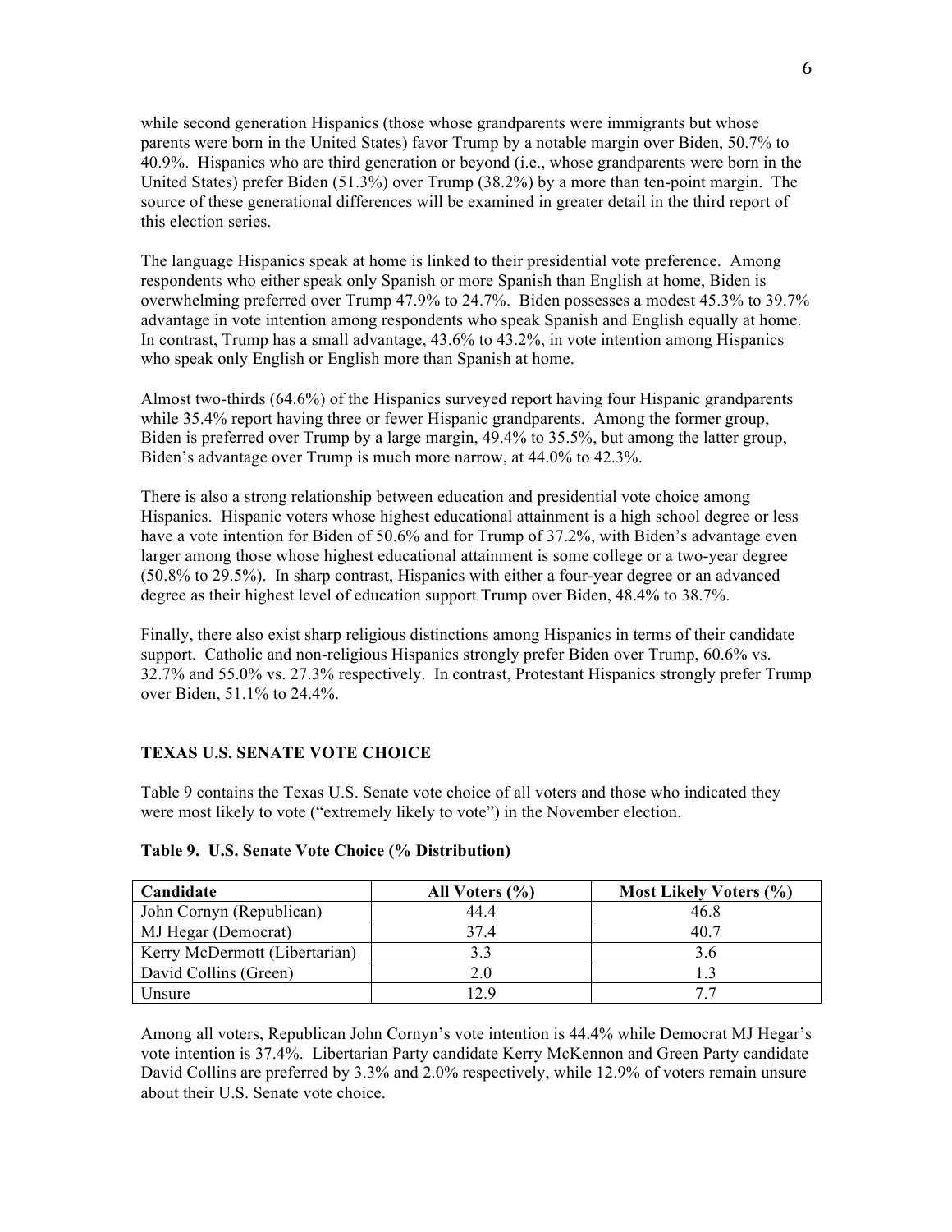while second generation Hispanics (those whose grandparents were immigrants but whose parents were born in the United States) favor Trump by a notable margin over Biden, 50.7% to 40.9%. Hispanics who are third generation or beyond (i.e., whose grandparents were born in the United States) prefer Biden (51.3%) over Trump (38.2%) by a more than ten-point margin. The source of these generational differences will be examined in greater detail in the third report of this election series.

The language Hispanics speak at home is linked to their presidential vote preference. Among respondents who either speak only Spanish or more Spanish than English at home, Biden is overwhelming preferred over Trump 47.9% to 24.7%. Biden possesses a modest 45.3% to 39.7% advantage in vote intention among respondents who speak Spanish and English equally at home. In contrast, Trump has a small advantage, 43.6% to 43.2%, in vote intention among Hispanics who speak only English or English more than Spanish at home.

Almost two-thirds (64.6%) of the Hispanics surveyed report having four Hispanic grandparents while 35.4% report having three or fewer Hispanic grandparents. Among the former group, Biden is preferred over Trump by a large margin, 49.4% to 35.5%, but among the latter group, Biden's advantage over Trump is much more narrow, at 44.0% to 42.3%.

There is also a strong relationship between education and presidential vote choice among Hispanics. Hispanic voters whose highest educational attainment is a high school degree or less have a vote intention for Biden of 50.6% and for Trump of 37.2%, with Biden's advantage even larger among those whose highest educational attainment is some college or a two-year degree (50.8% to 29.5%). In sharp contrast, Hispanics with either a four-year degree or an advanced degree as their highest level of education support Trump over Biden, 48.4% to 38.7%.

Finally, there also exist sharp religious distinctions among Hispanics in terms of their candidate support. Catholic and non-religious Hispanics strongly prefer Biden over Trump, 60.6% vs. 32.7% and 55.0% vs. 27.3% respectively. In contrast, Protestant Hispanics strongly prefer Trump over Biden, 51.1% to 24.4%.

## TEXAS U.S. SENATE VOTE CHOICE

Table 9 contains the Texas U.S. Senate vote choice of all voters and those who indicated they were most likely to vote ("extremely likely to vote") in the November election.

**Table 9. U.S. Senate Vote Choice (% Distribution)**

| Candidate | All Voters (%) | Most Likely Voters (%) |
|---|---|---|
| John Cornyn (Republican) | 44.4 | 46.8 |
| MJ Hegar (Democrat) | 37.4 | 40.7 |
| Kerry McDermott (Libertarian) | 3.3 | 3.6 |
| David Collins (Green) | 2.0 | 1.3 |
| Unsure | 12.9 | 7.7 |

Among all voters, Republican John Cornyn's vote intention is 44.4% while Democrat MJ Hegar's vote intention is 37.4%. Libertarian Party candidate Kerry McKennon and Green Party candidate David Collins are preferred by 3.3% and 2.0% respectively, while 12.9% of voters remain unsure about their U.S. Senate vote choice.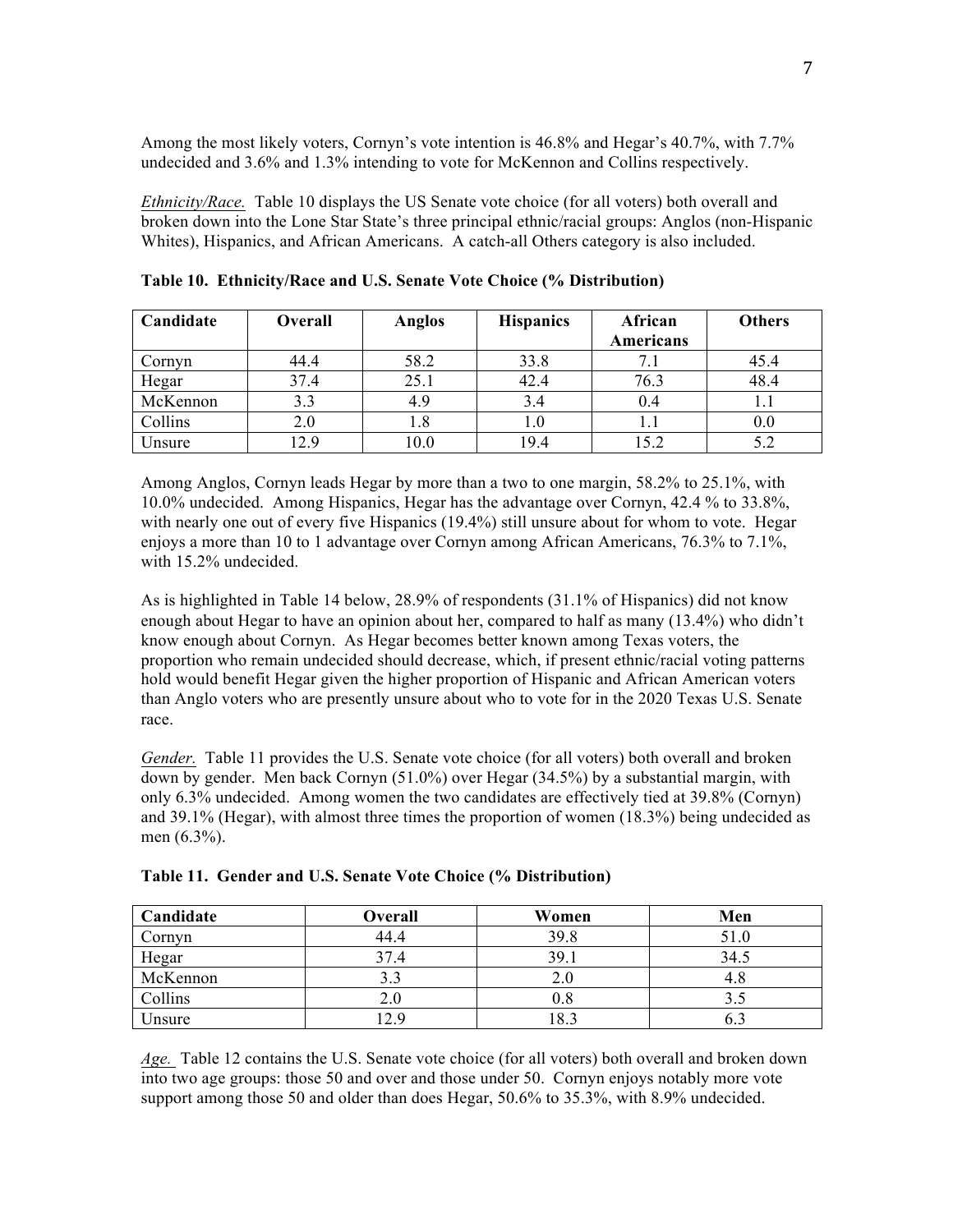Among the most likely voters, Cornyn's vote intention is 46.8% and Hegar's 40.7%, with 7.7% undecided and 3.6% and 1.3% intending to vote for McKennon and Collins respectively.

*Ethnicity/Race.* Table 10 displays the US Senate vote choice (for all voters) both overall and broken down into the Lone Star State's three principal ethnic/racial groups: Anglos (non-Hispanic Whites), Hispanics, and African Americans. A catch-all Others category is also included.

**Table 10. Ethnicity/Race and U.S. Senate Vote Choice (% Distribution)**

| Candidate | Overall | Anglos | Hispanics | African Americans | Others |
|---|---|---|---|---|---|
| Cornyn | 44.4 | 58.2 | 33.8 | 7.1 | 45.4 |
| Hegar | 37.4 | 25.1 | 42.4 | 76.3 | 48.4 |
| McKennon | 3.3 | 4.9 | 3.4 | 0.4 | 1.1 |
| Collins | 2.0 | 1.8 | 1.0 | 1.1 | 0.0 |
| Unsure | 12.9 | 10.0 | 19.4 | 15.2 | 5.2 |

Among Anglos, Cornyn leads Hegar by more than a two to one margin, 58.2% to 25.1%, with 10.0% undecided. Among Hispanics, Hegar has the advantage over Cornyn, 42.4 % to 33.8%, with nearly one out of every five Hispanics (19.4%) still unsure about for whom to vote. Hegar enjoys a more than 10 to 1 advantage over Cornyn among African Americans, 76.3% to 7.1%, with 15.2% undecided.

As is highlighted in Table 14 below, 28.9% of respondents (31.1% of Hispanics) did not know enough about Hegar to have an opinion about her, compared to half as many (13.4%) who didn't know enough about Cornyn. As Hegar becomes better known among Texas voters, the proportion who remain undecided should decrease, which, if present ethnic/racial voting patterns hold would benefit Hegar given the higher proportion of Hispanic and African American voters than Anglo voters who are presently unsure about who to vote for in the 2020 Texas U.S. Senate race.

*Gender.* Table 11 provides the U.S. Senate vote choice (for all voters) both overall and broken down by gender. Men back Cornyn (51.0%) over Hegar (34.5%) by a substantial margin, with only 6.3% undecided. Among women the two candidates are effectively tied at 39.8% (Cornyn) and 39.1% (Hegar), with almost three times the proportion of women (18.3%) being undecided as men (6.3%).

**Table 11. Gender and U.S. Senate Vote Choice (% Distribution)**

| Candidate | Overall | Women | Men |
|---|---|---|---|
| Cornyn | 44.4 | 39.8 | 51.0 |
| Hegar | 37.4 | 39.1 | 34.5 |
| McKennon | 3.3 | 2.0 | 4.8 |
| Collins | 2.0 | 0.8 | 3.5 |
| Unsure | 12.9 | 18.3 | 6.3 |

*Age.* Table 12 contains the U.S. Senate vote choice (for all voters) both overall and broken down into two age groups: those 50 and over and those under 50. Cornyn enjoys notably more vote support among those 50 and older than does Hegar, 50.6% to 35.3%, with 8.9% undecided.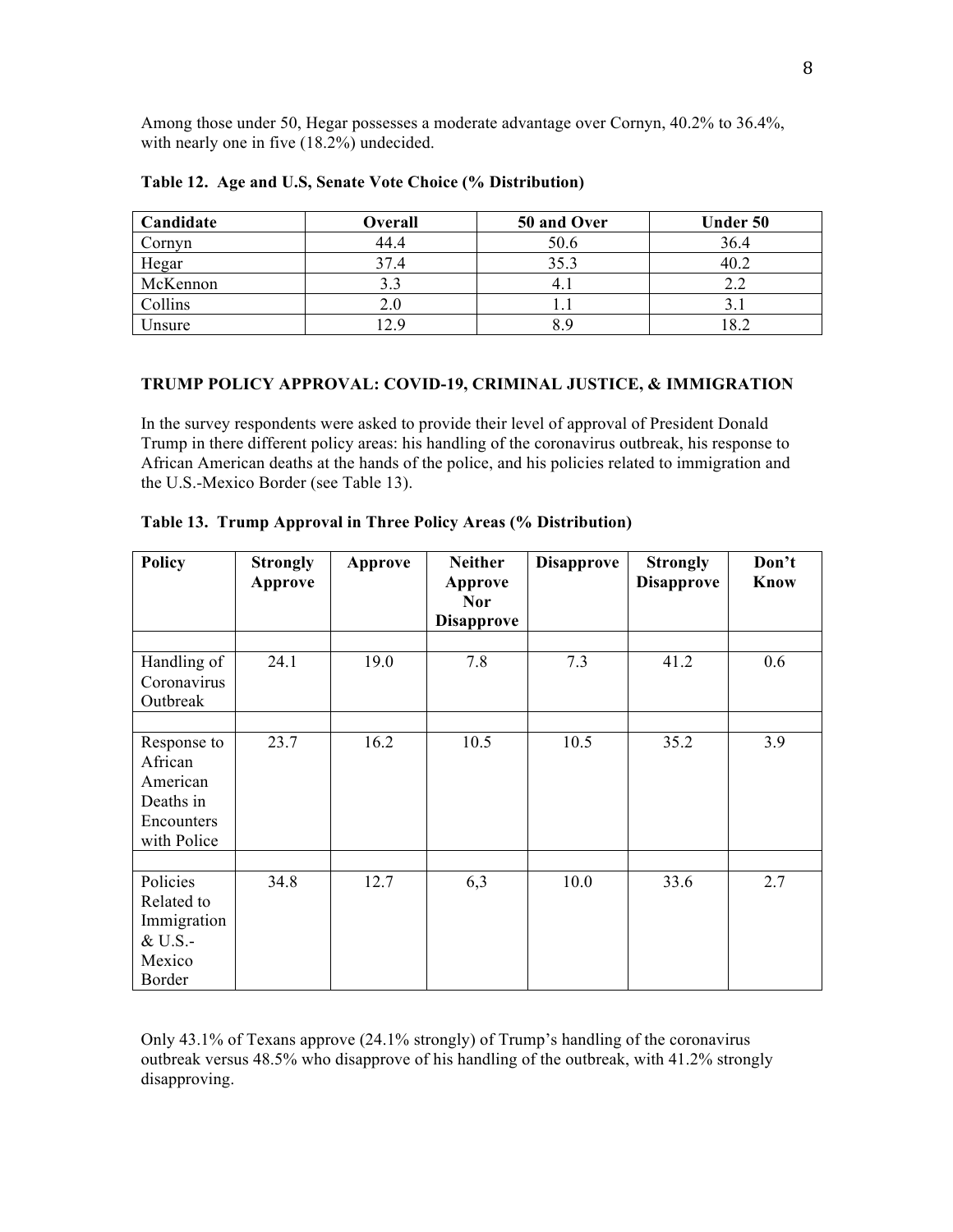Among those under 50, Hegar possesses a moderate advantage over Cornyn, 40.2% to 36.4%, with nearly one in five (18.2%) undecided.

**Table 12. Age and U.S, Senate Vote Choice (% Distribution)**

| Candidate | Overall | 50 and Over | Under 50 |
|---|---|---|---|
| Cornyn | 44.4 | 50.6 | 36.4 |
| Hegar | 37.4 | 35.3 | 40.2 |
| McKennon | 3.3 | 4.1 | 2.2 |
| Collins | 2.0 | 1.1 | 3.1 |
| Unsure | 12.9 | 8.9 | 18.2 |

## TRUMP POLICY APPROVAL: COVID-19, CRIMINAL JUSTICE, & IMMIGRATION

In the survey respondents were asked to provide their level of approval of President Donald Trump in there different policy areas: his handling of the coronavirus outbreak, his response to African American deaths at the hands of the police, and his policies related to immigration and the U.S.-Mexico Border (see Table 13).

**Table 13. Trump Approval in Three Policy Areas (% Distribution)**

| Policy | Strongly Approve | Approve | Neither Approve Nor Disapprove | Disapprove | Strongly Disapprove | Don't Know |
|---|---|---|---|---|---|---|
| Handling of Coronavirus Outbreak | 24.1 | 19.0 | 7.8 | 7.3 | 41.2 | 0.6 |
| Response to African American Deaths in Encounters with Police | 23.7 | 16.2 | 10.5 | 10.5 | 35.2 | 3.9 |
| Policies Related to Immigration & U.S.-Mexico Border | 34.8 | 12.7 | 6,3 | 10.0 | 33.6 | 2.7 |

Only 43.1% of Texans approve (24.1% strongly) of Trump's handling of the coronavirus outbreak versus 48.5% who disapprove of his handling of the outbreak, with 41.2% strongly disapproving.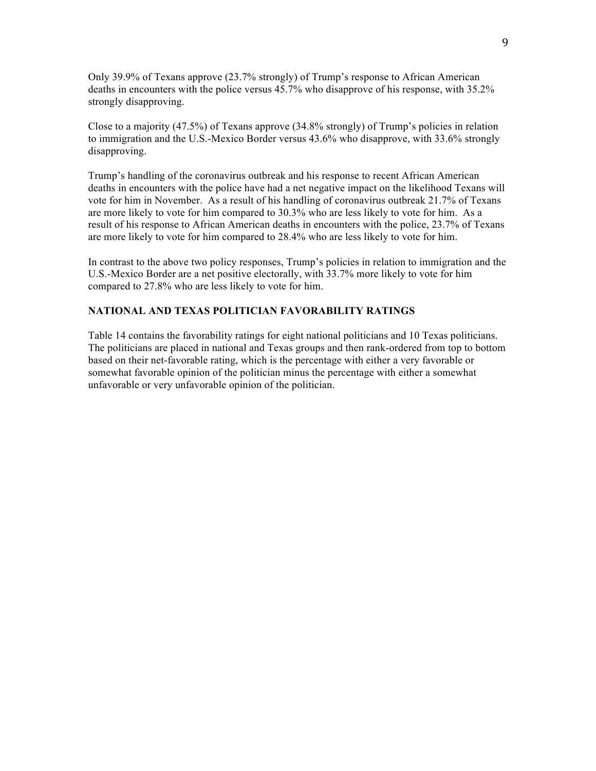Only 39.9% of Texans approve (23.7% strongly) of Trump's response to African American deaths in encounters with the police versus 45.7% who disapprove of his response, with 35.2% strongly disapproving.

Close to a majority (47.5%) of Texans approve (34.8% strongly) of Trump's policies in relation to immigration and the U.S.-Mexico Border versus 43.6% who disapprove, with 33.6% strongly disapproving.

Trump's handling of the coronavirus outbreak and his response to recent African American deaths in encounters with the police have had a net negative impact on the likelihood Texans will vote for him in November. As a result of his handling of coronavirus outbreak 21.7% of Texans are more likely to vote for him compared to 30.3% who are less likely to vote for him. As a result of his response to African American deaths in encounters with the police, 23.7% of Texans are more likely to vote for him compared to 28.4% who are less likely to vote for him.

In contrast to the above two policy responses, Trump's policies in relation to immigration and the U.S.-Mexico Border are a net positive electorally, with 33.7% more likely to vote for him compared to 27.8% who are less likely to vote for him.

## NATIONAL AND TEXAS POLITICIAN FAVORABILITY RATINGS

Table 14 contains the favorability ratings for eight national politicians and 10 Texas politicians. The politicians are placed in national and Texas groups and then rank-ordered from top to bottom based on their net-favorable rating, which is the percentage with either a very favorable or somewhat favorable opinion of the politician minus the percentage with either a somewhat unfavorable or very unfavorable opinion of the politician.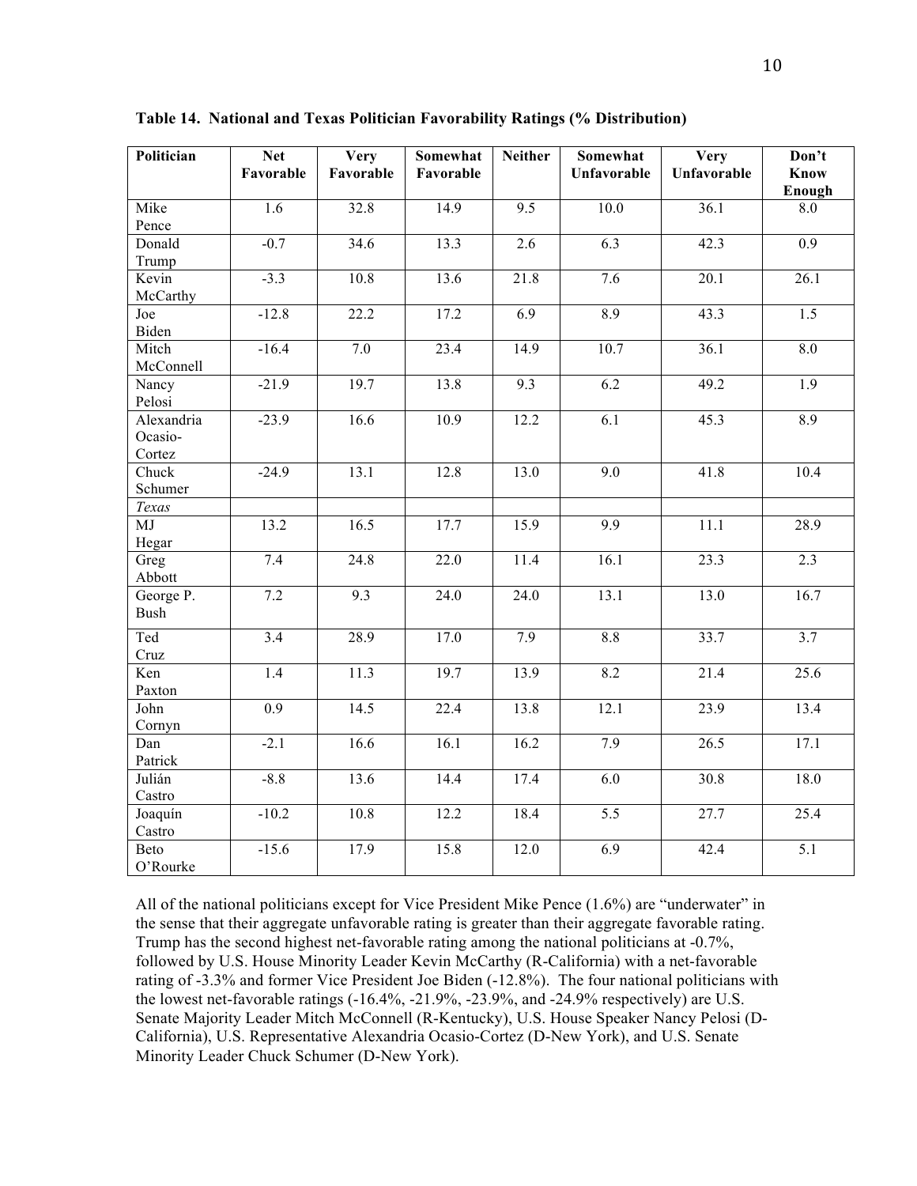**Table 14. National and Texas Politician Favorability Ratings (% Distribution)**

| Politician | Net Favorable | Very Favorable | Somewhat Favorable | Neither | Somewhat Unfavorable | Very Unfavorable | Don't Know Enough |
|---|---|---|---|---|---|---|---|
| Mike Pence | 1.6 | 32.8 | 14.9 | 9.5 | 10.0 | 36.1 | 8.0 |
| Donald Trump | -0.7 | 34.6 | 13.3 | 2.6 | 6.3 | 42.3 | 0.9 |
| Kevin McCarthy | -3.3 | 10.8 | 13.6 | 21.8 | 7.6 | 20.1 | 26.1 |
| Joe Biden | -12.8 | 22.2 | 17.2 | 6.9 | 8.9 | 43.3 | 1.5 |
| Mitch McConnell | -16.4 | 7.0 | 23.4 | 14.9 | 10.7 | 36.1 | 8.0 |
| Nancy Pelosi | -21.9 | 19.7 | 13.8 | 9.3 | 6.2 | 49.2 | 1.9 |
| Alexandria Ocasio-Cortez | -23.9 | 16.6 | 10.9 | 12.2 | 6.1 | 45.3 | 8.9 |
| Chuck Schumer | -24.9 | 13.1 | 12.8 | 13.0 | 9.0 | 41.8 | 10.4 |
| *Texas* | | | | | | | |
| MJ Hegar | 13.2 | 16.5 | 17.7 | 15.9 | 9.9 | 11.1 | 28.9 |
| Greg Abbott | 7.4 | 24.8 | 22.0 | 11.4 | 16.1 | 23.3 | 2.3 |
| George P. Bush | 7.2 | 9.3 | 24.0 | 24.0 | 13.1 | 13.0 | 16.7 |
| Ted Cruz | 3.4 | 28.9 | 17.0 | 7.9 | 8.8 | 33.7 | 3.7 |
| Ken Paxton | 1.4 | 11.3 | 19.7 | 13.9 | 8.2 | 21.4 | 25.6 |
| John Cornyn | 0.9 | 14.5 | 22.4 | 13.8 | 12.1 | 23.9 | 13.4 |
| Dan Patrick | -2.1 | 16.6 | 16.1 | 16.2 | 7.9 | 26.5 | 17.1 |
| Julián Castro | -8.8 | 13.6 | 14.4 | 17.4 | 6.0 | 30.8 | 18.0 |
| Joaquín Castro | -10.2 | 10.8 | 12.2 | 18.4 | 5.5 | 27.7 | 25.4 |
| Beto O'Rourke | -15.6 | 17.9 | 15.8 | 12.0 | 6.9 | 42.4 | 5.1 |

All of the national politicians except for Vice President Mike Pence (1.6%) are "underwater" in the sense that their aggregate unfavorable rating is greater than their aggregate favorable rating. Trump has the second highest net-favorable rating among the national politicians at -0.7%, followed by U.S. House Minority Leader Kevin McCarthy (R-California) with a net-favorable rating of -3.3% and former Vice President Joe Biden (-12.8%). The four national politicians with the lowest net-favorable ratings (-16.4%, -21.9%, -23.9%, and -24.9% respectively) are U.S. Senate Majority Leader Mitch McConnell (R-Kentucky), U.S. House Speaker Nancy Pelosi (D-California), U.S. Representative Alexandria Ocasio-Cortez (D-New York), and U.S. Senate Minority Leader Chuck Schumer (D-New York).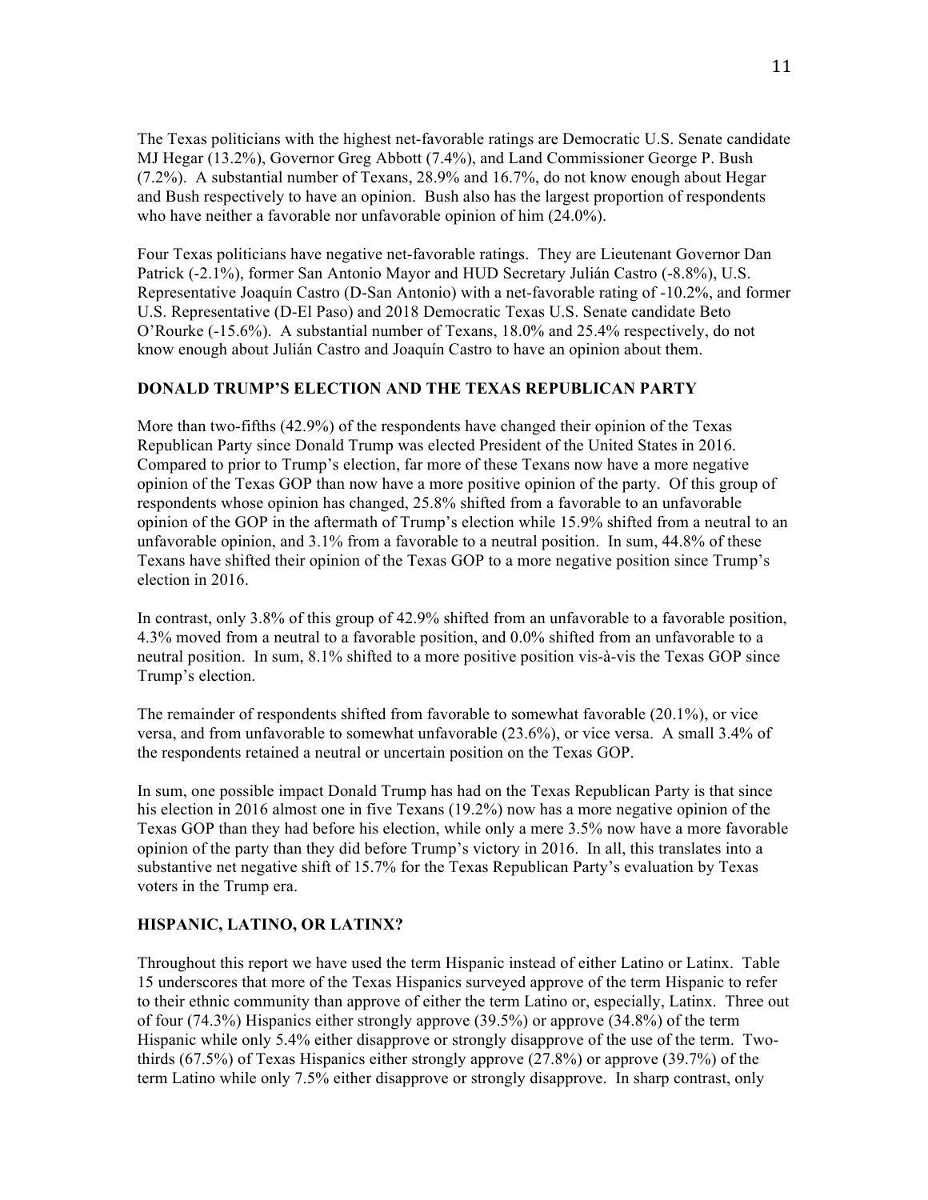The Texas politicians with the highest net-favorable ratings are Democratic U.S. Senate candidate MJ Hegar (13.2%), Governor Greg Abbott (7.4%), and Land Commissioner George P. Bush (7.2%). A substantial number of Texans, 28.9% and 16.7%, do not know enough about Hegar and Bush respectively to have an opinion. Bush also has the largest proportion of respondents who have neither a favorable nor unfavorable opinion of him (24.0%).

Four Texas politicians have negative net-favorable ratings. They are Lieutenant Governor Dan Patrick (-2.1%), former San Antonio Mayor and HUD Secretary Julián Castro (-8.8%), U.S. Representative Joaquín Castro (D-San Antonio) with a net-favorable rating of -10.2%, and former U.S. Representative (D-El Paso) and 2018 Democratic Texas U.S. Senate candidate Beto O'Rourke (-15.6%). A substantial number of Texans, 18.0% and 25.4% respectively, do not know enough about Julián Castro and Joaquín Castro to have an opinion about them.

## DONALD TRUMP'S ELECTION AND THE TEXAS REPUBLICAN PARTY

More than two-fifths (42.9%) of the respondents have changed their opinion of the Texas Republican Party since Donald Trump was elected President of the United States in 2016. Compared to prior to Trump's election, far more of these Texans now have a more negative opinion of the Texas GOP than now have a more positive opinion of the party. Of this group of respondents whose opinion has changed, 25.8% shifted from a favorable to an unfavorable opinion of the GOP in the aftermath of Trump's election while 15.9% shifted from a neutral to an unfavorable opinion, and 3.1% from a favorable to a neutral position. In sum, 44.8% of these Texans have shifted their opinion of the Texas GOP to a more negative position since Trump's election in 2016.

In contrast, only 3.8% of this group of 42.9% shifted from an unfavorable to a favorable position, 4.3% moved from a neutral to a favorable position, and 0.0% shifted from an unfavorable to a neutral position. In sum, 8.1% shifted to a more positive position vis-à-vis the Texas GOP since Trump's election.

The remainder of respondents shifted from favorable to somewhat favorable (20.1%), or vice versa, and from unfavorable to somewhat unfavorable (23.6%), or vice versa. A small 3.4% of the respondents retained a neutral or uncertain position on the Texas GOP.

In sum, one possible impact Donald Trump has had on the Texas Republican Party is that since his election in 2016 almost one in five Texans (19.2%) now has a more negative opinion of the Texas GOP than they had before his election, while only a mere 3.5% now have a more favorable opinion of the party than they did before Trump's victory in 2016. In all, this translates into a substantive net negative shift of 15.7% for the Texas Republican Party's evaluation by Texas voters in the Trump era.

## HISPANIC, LATINO, OR LATINX?

Throughout this report we have used the term Hispanic instead of either Latino or Latinx. Table 15 underscores that more of the Texas Hispanics surveyed approve of the term Hispanic to refer to their ethnic community than approve of either the term Latino or, especially, Latinx. Three out of four (74.3%) Hispanics either strongly approve (39.5%) or approve (34.8%) of the term Hispanic while only 5.4% either disapprove or strongly disapprove of the use of the term. Two-thirds (67.5%) of Texas Hispanics either strongly approve (27.8%) or approve (39.7%) of the term Latino while only 7.5% either disapprove or strongly disapprove. In sharp contrast, only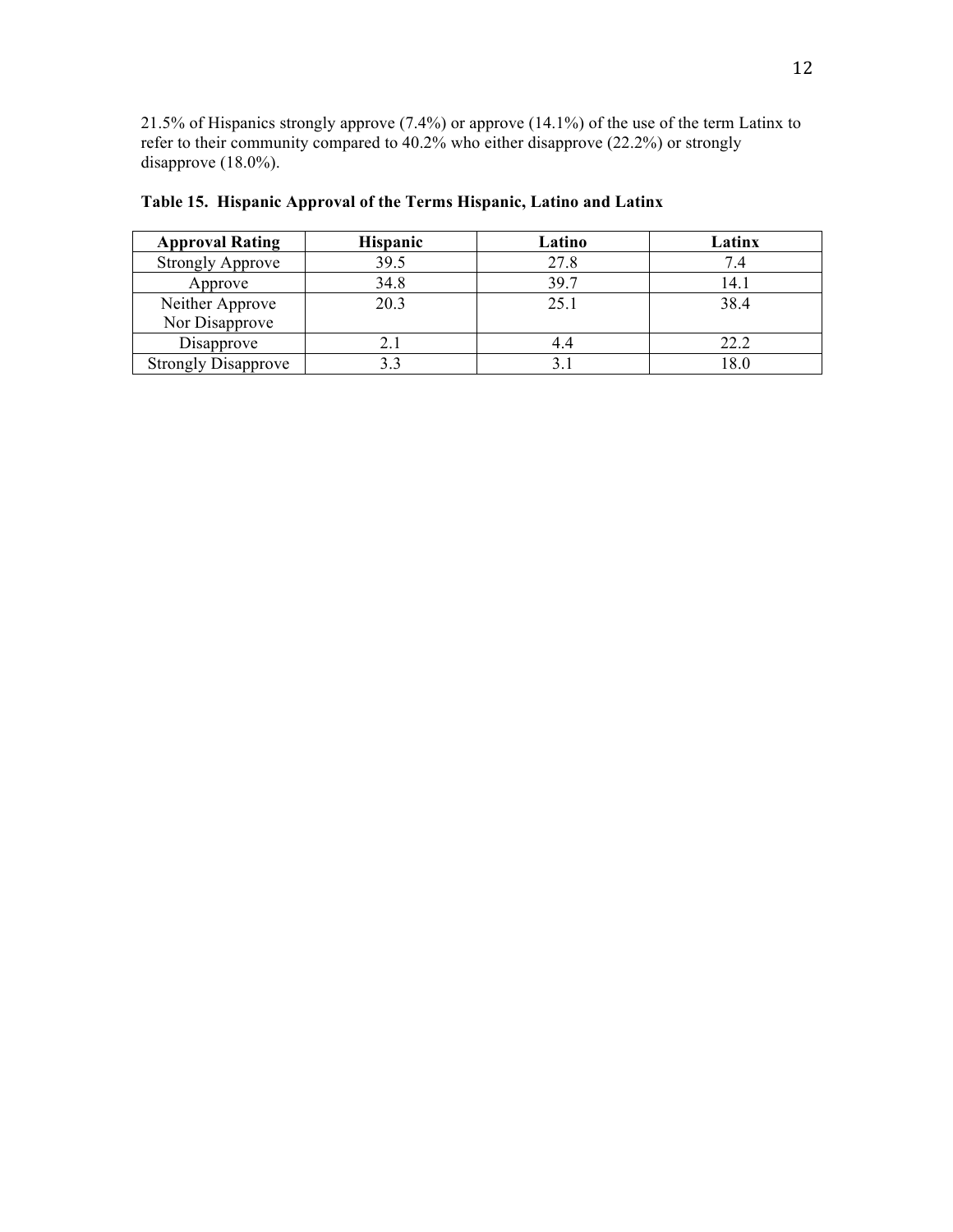21.5% of Hispanics strongly approve (7.4%) or approve (14.1%) of the use of the term Latinx to refer to their community compared to 40.2% who either disapprove (22.2%) or strongly disapprove (18.0%).

**Table 15. Hispanic Approval of the Terms Hispanic, Latino and Latinx**

| Approval Rating | Hispanic | Latino | Latinx |
|---|---|---|---|
| Strongly Approve | 39.5 | 27.8 | 7.4 |
| Approve | 34.8 | 39.7 | 14.1 |
| Neither Approve Nor Disapprove | 20.3 | 25.1 | 38.4 |
| Disapprove | 2.1 | 4.4 | 22.2 |
| Strongly Disapprove | 3.3 | 3.1 | 18.0 |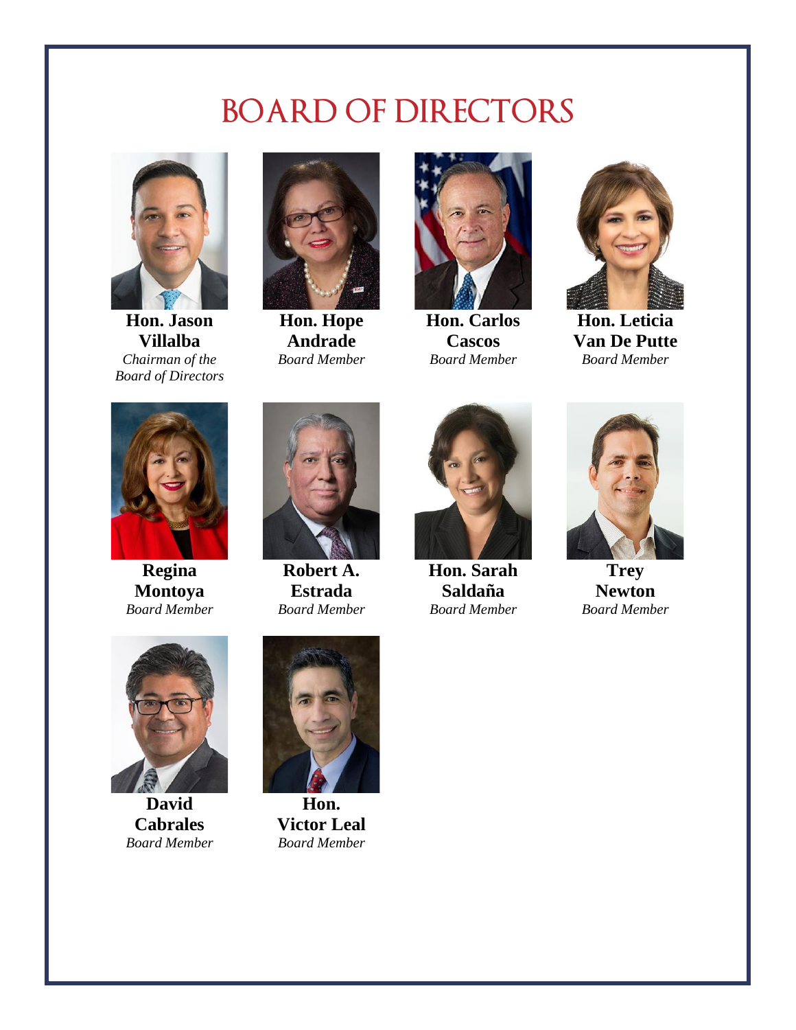# BOARD OF DIRECTORS

**Hon. Jason Villalba**
*Chairman of the Board of Directors*

**Hon. Hope Andrade**
*Board Member*

**Hon. Carlos Cascos**
*Board Member*

**Hon. Leticia Van De Putte**
*Board Member*

**Regina Montoya**
*Board Member*

**Robert A. Estrada**
*Board Member*

**Hon. Sarah Saldaña**
*Board Member*

**Trey Newton**
*Board Member*

**David Cabrales**
*Board Member*

**Hon. Victor Leal**
*Board Member*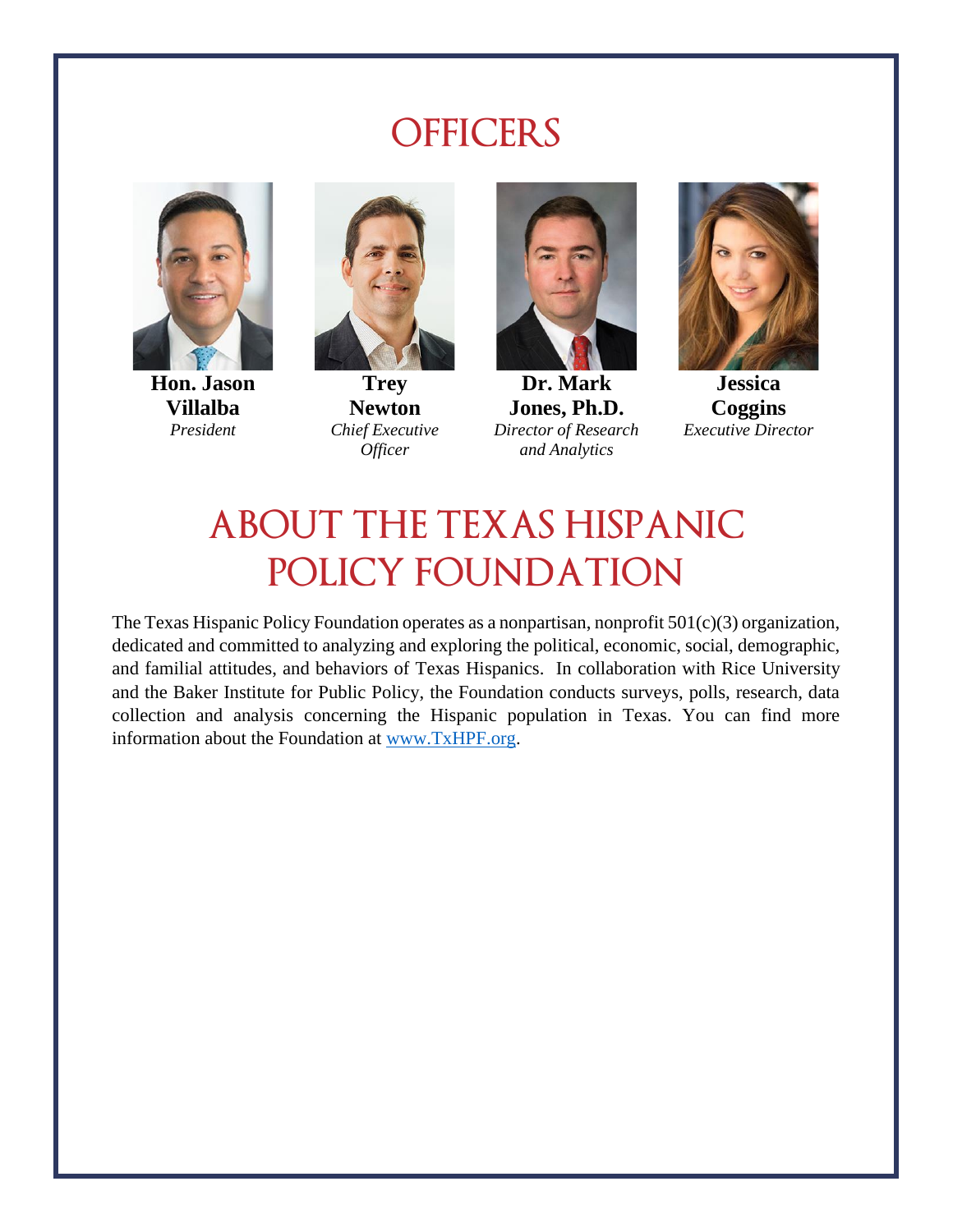# OFFICERS

**Hon. Jason Villalba**
*President*

**Trey Newton**
*Chief Executive Officer*

**Dr. Mark Jones, Ph.D.**
*Director of Research and Analytics*

**Jessica Coggins**
*Executive Director*

# ABOUT THE TEXAS HISPANIC POLICY FOUNDATION

The Texas Hispanic Policy Foundation operates as a nonpartisan, nonprofit 501(c)(3) organization, dedicated and committed to analyzing and exploring the political, economic, social, demographic, and familial attitudes, and behaviors of Texas Hispanics. In collaboration with Rice University and the Baker Institute for Public Policy, the Foundation conducts surveys, polls, research, data collection and analysis concerning the Hispanic population in Texas. You can find more information about the Foundation at www.TxHPF.org.